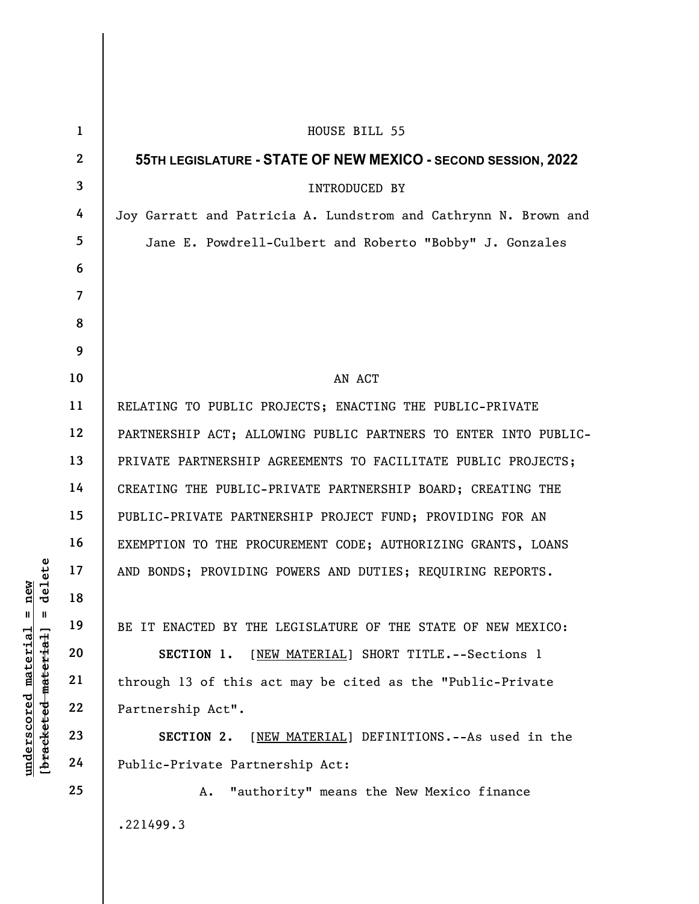HOUSE BILL 55

**55TH LEGISLATURE - STATE OF NEW MEXICO - SECOND SESSION, 2022**

INTRODUCED BY

Joy Garratt and Patricia A. Lundstrom and Cathrynn N. Brown and Jane E. Powdrell-Culbert and Roberto "Bobby" J. Gonzales

AN ACT

RELATING TO PUBLIC PROJECTS; ENACTING THE PUBLIC-PRIVATE PARTNERSHIP ACT; ALLOWING PUBLIC PARTNERS TO ENTER INTO PUBLIC-PRIVATE PARTNERSHIP AGREEMENTS TO FACILITATE PUBLIC PROJECTS; CREATING THE PUBLIC-PRIVATE PARTNERSHIP BOARD; CREATING THE PUBLIC-PRIVATE PARTNERSHIP PROJECT FUND; PROVIDING FOR AN EXEMPTION TO THE PROCUREMENT CODE; AUTHORIZING GRANTS, LOANS AND BONDS; PROVIDING POWERS AND DUTIES; REQUIRING REPORTS.

BE IT ENACTED BY THE LEGISLATURE OF THE STATE OF NEW MEXICO:

**SECTION 1.** [NEW MATERIAL] SHORT TITLE.--Sections 1 through 13 of this act may be cited as the "Public-Private Partnership Act".

**SECTION 2.** [NEW MATERIAL] DEFINITIONS.--As used in the Public-Private Partnership Act:

A. "authority" means the New Mexico finance

.221499.3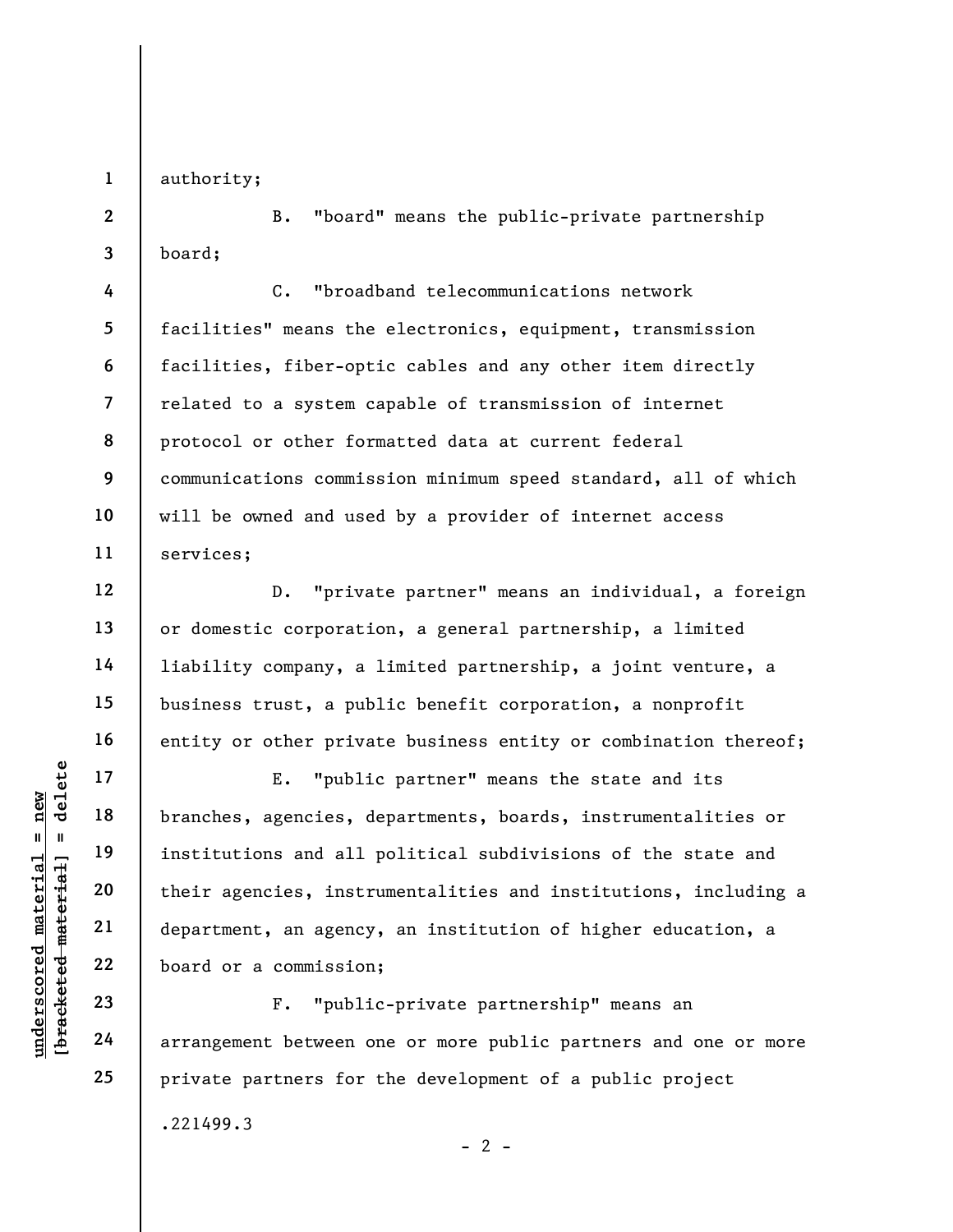authority;

B. "board" means the public-private partnership board;

C. "broadband telecommunications network facilities" means the electronics, equipment, transmission facilities, fiber-optic cables and any other item directly related to a system capable of transmission of internet protocol or other formatted data at current federal communications commission minimum speed standard, all of which will be owned and used by a provider of internet access services;

D. "private partner" means an individual, a foreign or domestic corporation, a general partnership, a limited liability company, a limited partnership, a joint venture, a business trust, a public benefit corporation, a nonprofit entity or other private business entity or combination thereof;

E. "public partner" means the state and its branches, agencies, departments, boards, instrumentalities or institutions and all political subdivisions of the state and their agencies, instrumentalities and institutions, including a department, an agency, an institution of higher education, a board or a commission;

F. "public-private partnership" means an arrangement between one or more public partners and one or more private partners for the development of a public project

.221499.3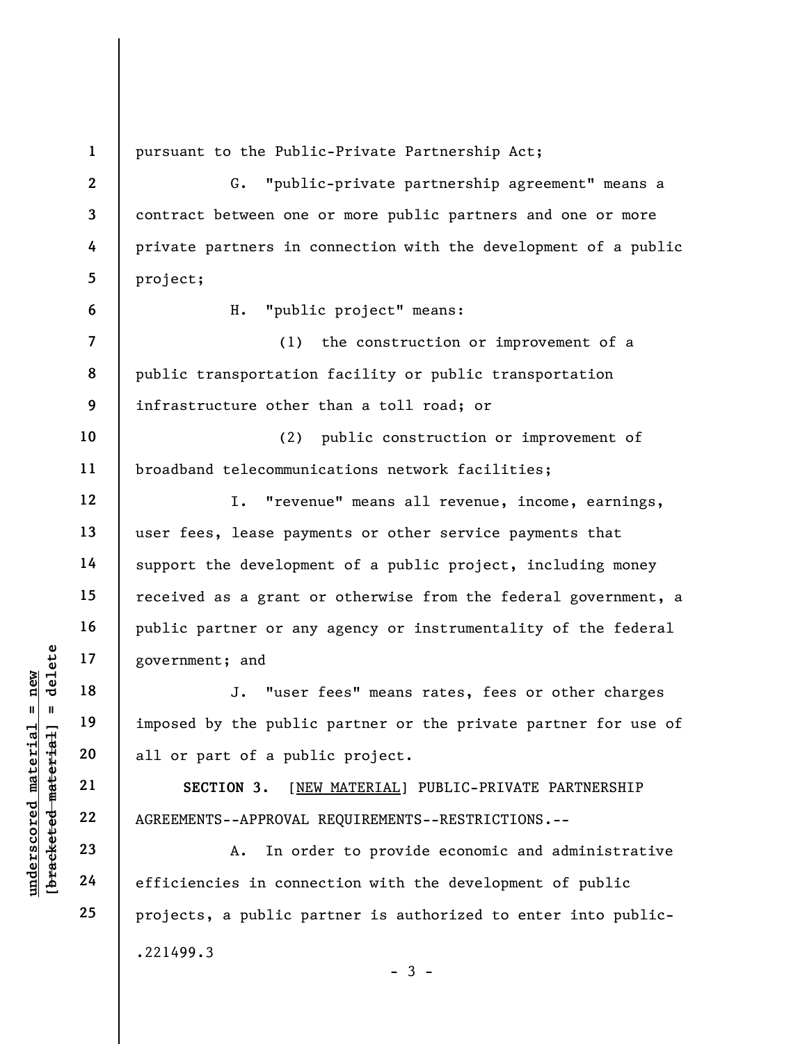pursuant to the Public-Private Partnership Act;

G. "public-private partnership agreement" means a contract between one or more public partners and one or more private partners in connection with the development of a public project;

H. "public project" means:

(1) the construction or improvement of a public transportation facility or public transportation infrastructure other than a toll road; or

(2) public construction or improvement of broadband telecommunications network facilities;

I. "revenue" means all revenue, income, earnings, user fees, lease payments or other service payments that support the development of a public project, including money received as a grant or otherwise from the federal government, a public partner or any agency or instrumentality of the federal government; and

J. "user fees" means rates, fees or other charges imposed by the public partner or the private partner for use of all or part of a public project.

**SECTION 3.** [NEW MATERIAL] PUBLIC-PRIVATE PARTNERSHIP AGREEMENTS--APPROVAL REQUIREMENTS--RESTRICTIONS.--

A. In order to provide economic and administrative efficiencies in connection with the development of public projects, a public partner is authorized to enter into public-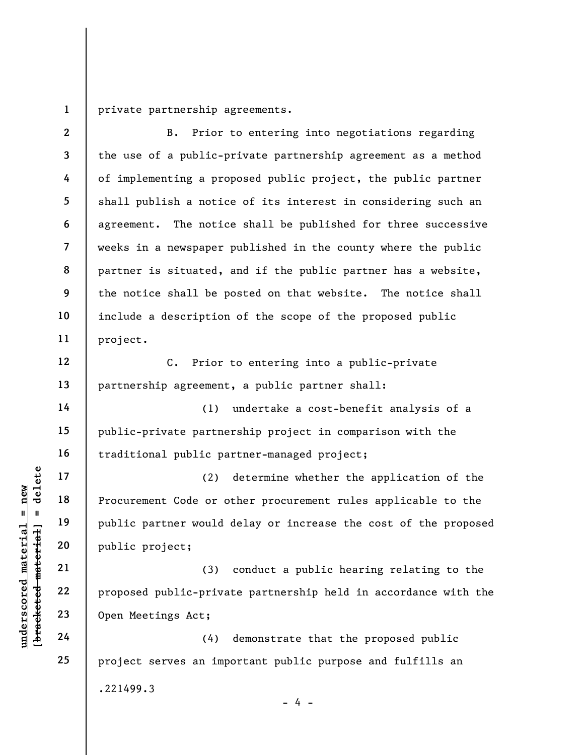private partnership agreements.

B. Prior to entering into negotiations regarding the use of a public-private partnership agreement as a method of implementing a proposed public project, the public partner shall publish a notice of its interest in considering such an agreement. The notice shall be published for three successive weeks in a newspaper published in the county where the public partner is situated, and if the public partner has a website, the notice shall be posted on that website. The notice shall include a description of the scope of the proposed public project.

C. Prior to entering into a public-private partnership agreement, a public partner shall:

(1) undertake a cost-benefit analysis of a public-private partnership project in comparison with the traditional public partner-managed project;

(2) determine whether the application of the Procurement Code or other procurement rules applicable to the public partner would delay or increase the cost of the proposed public project;

(3) conduct a public hearing relating to the proposed public-private partnership held in accordance with the Open Meetings Act;

(4) demonstrate that the proposed public project serves an important public purpose and fulfills an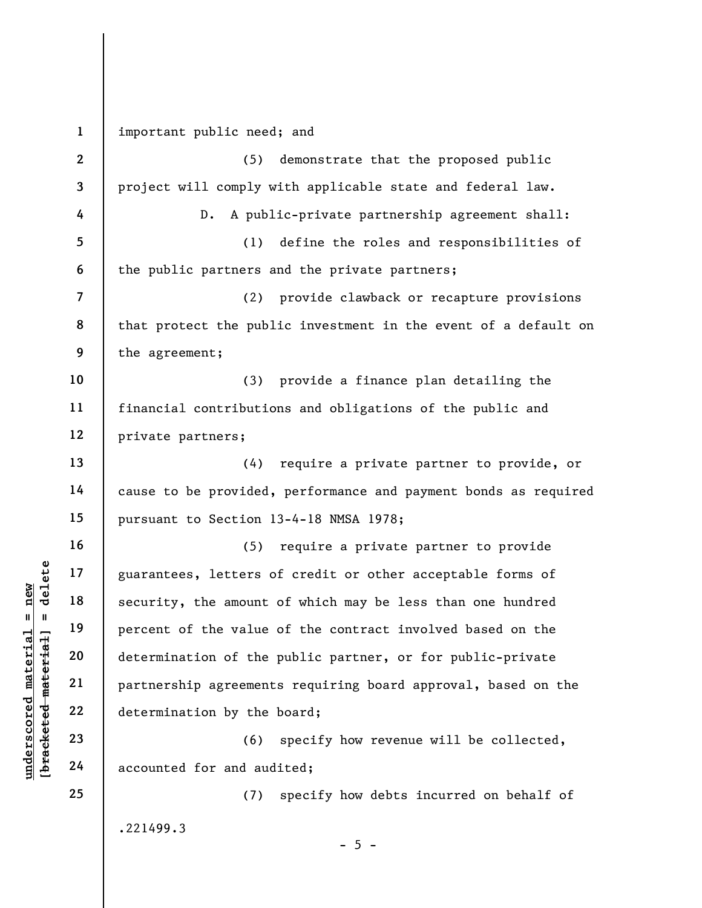important public need; and

(5) demonstrate that the proposed public project will comply with applicable state and federal law.

D. A public-private partnership agreement shall:

(1) define the roles and responsibilities of the public partners and the private partners;

(2) provide clawback or recapture provisions that protect the public investment in the event of a default on the agreement;

(3) provide a finance plan detailing the financial contributions and obligations of the public and private partners;

(4) require a private partner to provide, or cause to be provided, performance and payment bonds as required pursuant to Section 13-4-18 NMSA 1978;

(5) require a private partner to provide guarantees, letters of credit or other acceptable forms of security, the amount of which may be less than one hundred percent of the value of the contract involved based on the determination of the public partner, or for public-private partnership agreements requiring board approval, based on the determination by the board;

(6) specify how revenue will be collected, accounted for and audited;

(7) specify how debts incurred on behalf of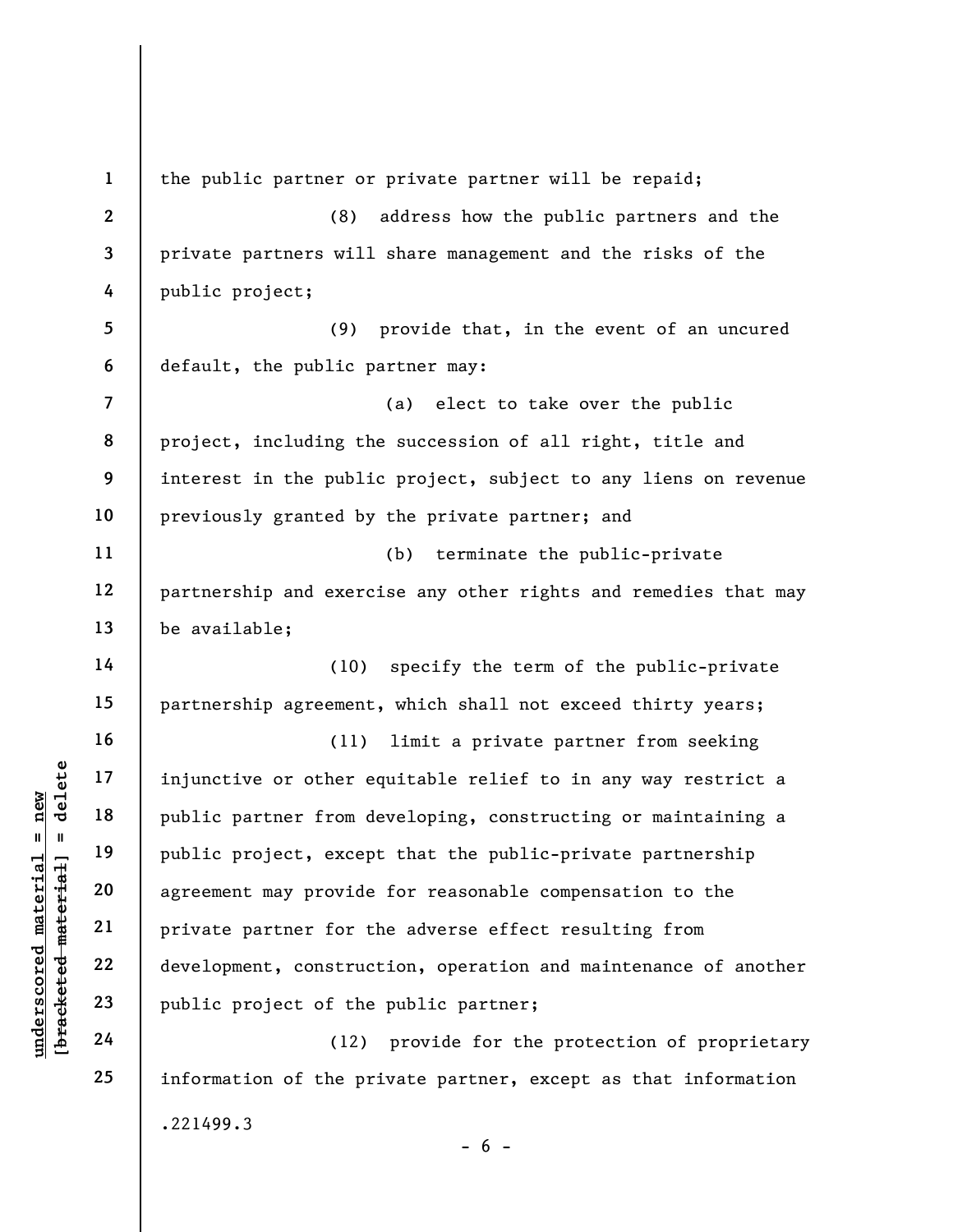the public partner or private partner will be repaid;

(8) address how the public partners and the private partners will share management and the risks of the public project;

(9) provide that, in the event of an uncured default, the public partner may:

(a) elect to take over the public project, including the succession of all right, title and interest in the public project, subject to any liens on revenue previously granted by the private partner; and

(b) terminate the public-private partnership and exercise any other rights and remedies that may be available;

(10) specify the term of the public-private partnership agreement, which shall not exceed thirty years;

(11) limit a private partner from seeking injunctive or other equitable relief to in any way restrict a public partner from developing, constructing or maintaining a public project, except that the public-private partnership agreement may provide for reasonable compensation to the private partner for the adverse effect resulting from development, construction, operation and maintenance of another public project of the public partner;

(12) provide for the protection of proprietary information of the private partner, except as that information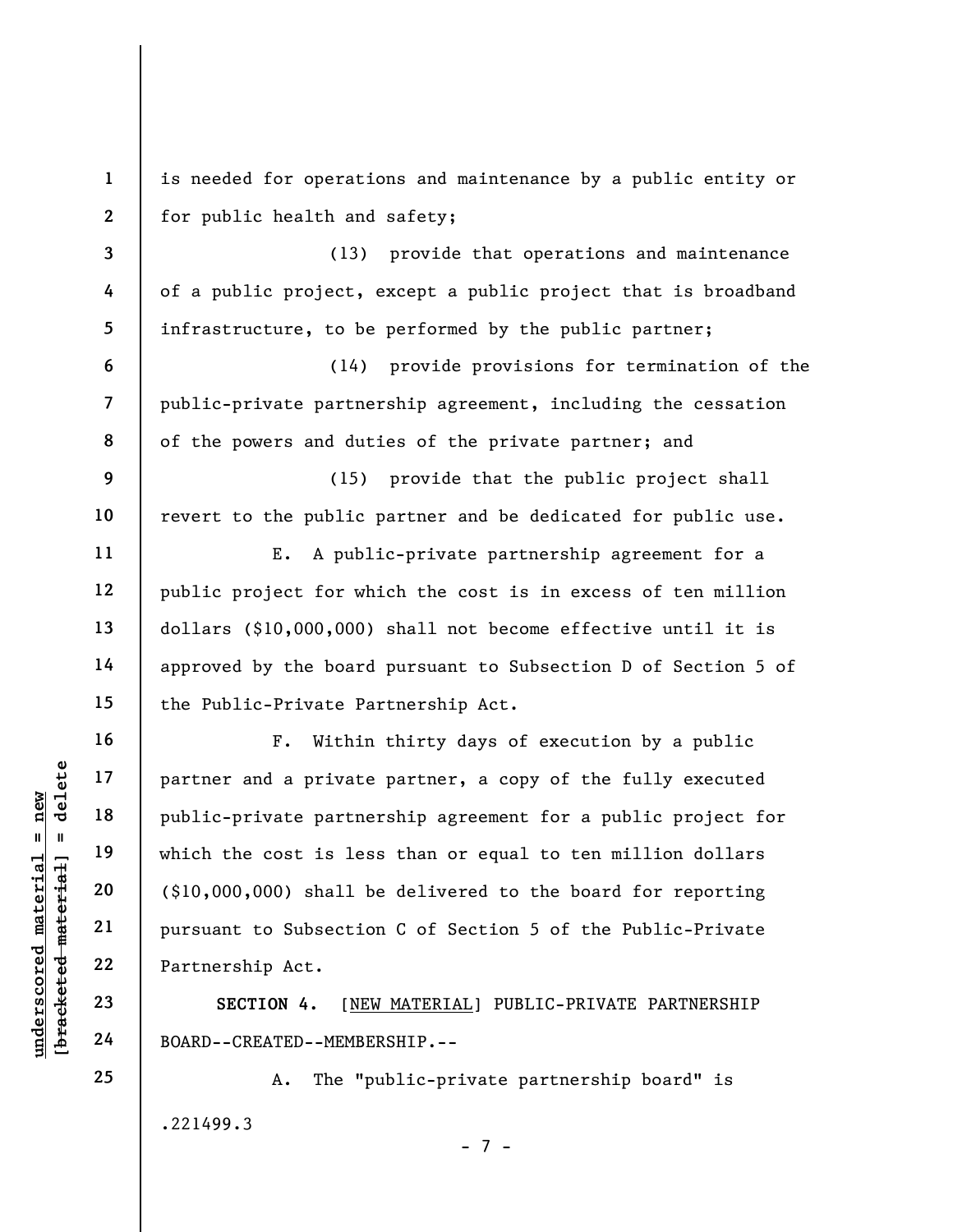is needed for operations and maintenance by a public entity or for public health and safety;

(13) provide that operations and maintenance of a public project, except a public project that is broadband infrastructure, to be performed by the public partner;

(14) provide provisions for termination of the public-private partnership agreement, including the cessation of the powers and duties of the private partner; and

(15) provide that the public project shall revert to the public partner and be dedicated for public use.

E. A public-private partnership agreement for a public project for which the cost is in excess of ten million dollars ($10,000,000) shall not become effective until it is approved by the board pursuant to Subsection D of Section 5 of the Public-Private Partnership Act.

F. Within thirty days of execution by a public partner and a private partner, a copy of the fully executed public-private partnership agreement for a public project for which the cost is less than or equal to ten million dollars ($10,000,000) shall be delivered to the board for reporting pursuant to Subsection C of Section 5 of the Public-Private Partnership Act.

**SECTION 4.** [NEW MATERIAL] PUBLIC-PRIVATE PARTNERSHIP BOARD--CREATED--MEMBERSHIP.--

A. The "public-private partnership board" is

.221499.3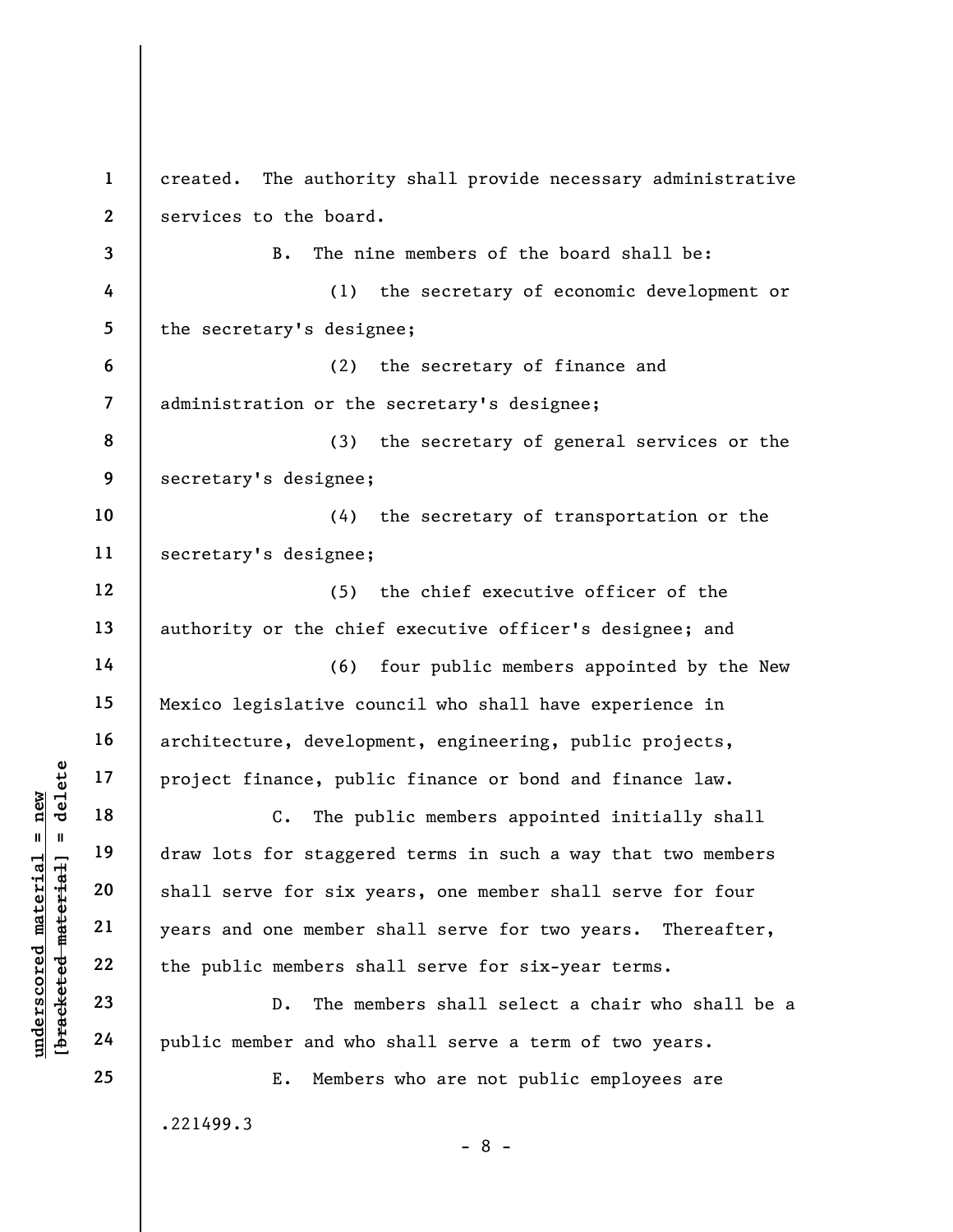created. The authority shall provide necessary administrative services to the board.

B. The nine members of the board shall be:

(1) the secretary of economic development or the secretary's designee;

(2) the secretary of finance and administration or the secretary's designee;

(3) the secretary of general services or the secretary's designee;

(4) the secretary of transportation or the secretary's designee;

(5) the chief executive officer of the authority or the chief executive officer's designee; and

(6) four public members appointed by the New Mexico legislative council who shall have experience in architecture, development, engineering, public projects, project finance, public finance or bond and finance law.

C. The public members appointed initially shall draw lots for staggered terms in such a way that two members shall serve for six years, one member shall serve for four years and one member shall serve for two years. Thereafter, the public members shall serve for six-year terms.

D. The members shall select a chair who shall be a public member and who shall serve a term of two years.

E. Members who are not public employees are

.221499.3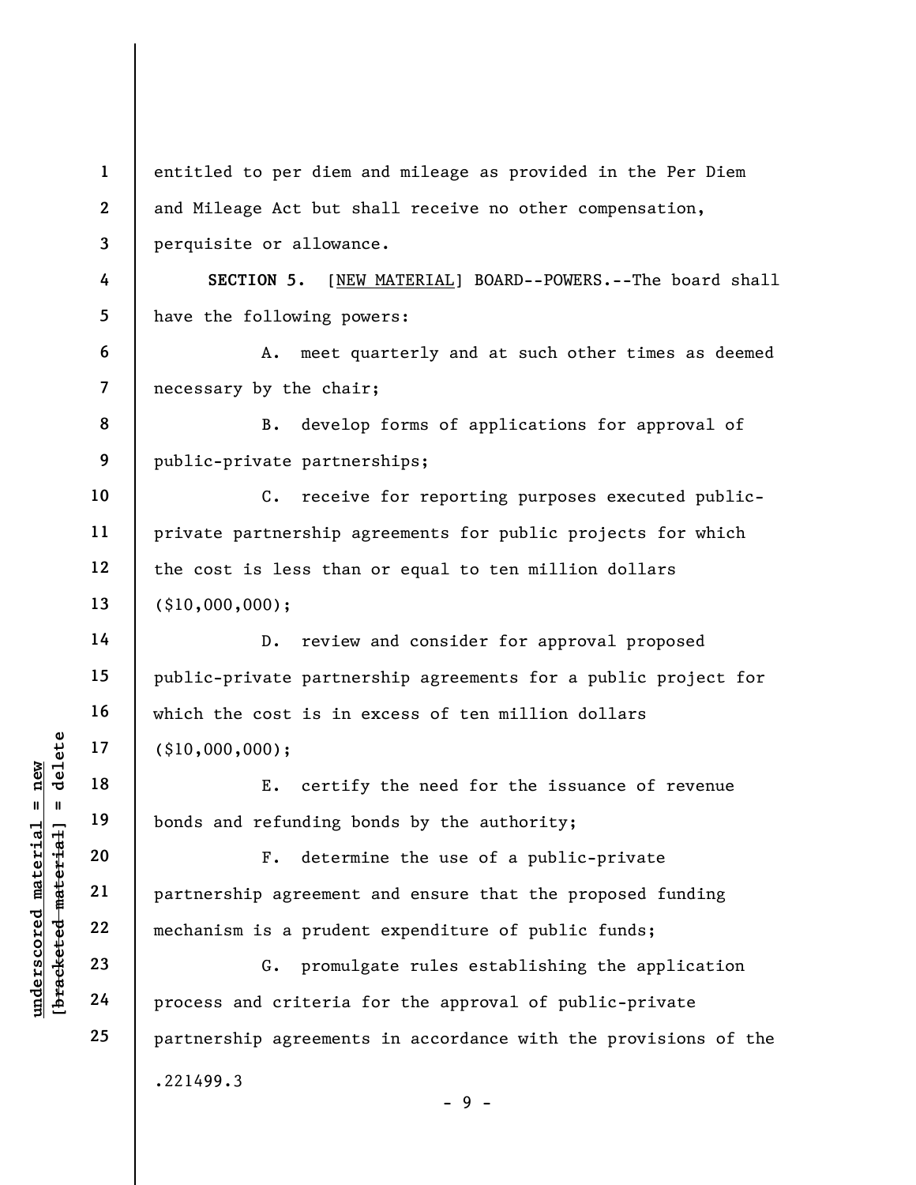entitled to per diem and mileage as provided in the Per Diem and Mileage Act but shall receive no other compensation, perquisite or allowance.

**SECTION 5.** [NEW MATERIAL] BOARD--POWERS.--The board shall have the following powers:

A. meet quarterly and at such other times as deemed necessary by the chair;

B. develop forms of applications for approval of public-private partnerships;

C. receive for reporting purposes executed public-private partnership agreements for public projects for which the cost is less than or equal to ten million dollars ($10,000,000);

D. review and consider for approval proposed public-private partnership agreements for a public project for which the cost is in excess of ten million dollars ($10,000,000);

E. certify the need for the issuance of revenue bonds and refunding bonds by the authority;

F. determine the use of a public-private partnership agreement and ensure that the proposed funding mechanism is a prudent expenditure of public funds;

G. promulgate rules establishing the application process and criteria for the approval of public-private partnership agreements in accordance with the provisions of the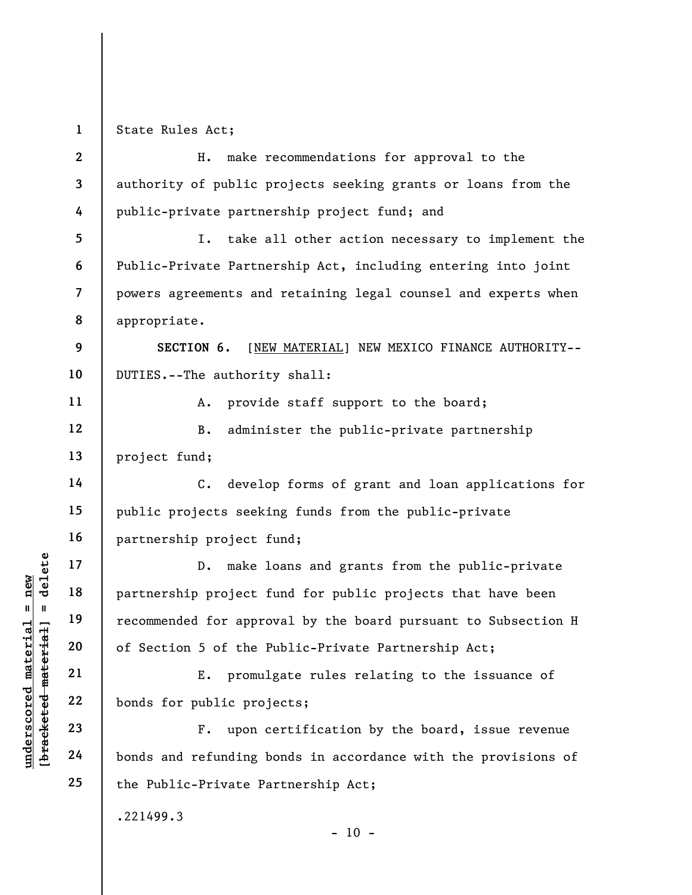State Rules Act;

H. make recommendations for approval to the authority of public projects seeking grants or loans from the public-private partnership project fund; and

I. take all other action necessary to implement the Public-Private Partnership Act, including entering into joint powers agreements and retaining legal counsel and experts when appropriate.

**SECTION 6.** [NEW MATERIAL] NEW MEXICO FINANCE AUTHORITY--DUTIES.--The authority shall:

A. provide staff support to the board;

B. administer the public-private partnership project fund;

C. develop forms of grant and loan applications for public projects seeking funds from the public-private partnership project fund;

D. make loans and grants from the public-private partnership project fund for public projects that have been recommended for approval by the board pursuant to Subsection H of Section 5 of the Public-Private Partnership Act;

E. promulgate rules relating to the issuance of bonds for public projects;

F. upon certification by the board, issue revenue bonds and refunding bonds in accordance with the provisions of the Public-Private Partnership Act;

.221499.3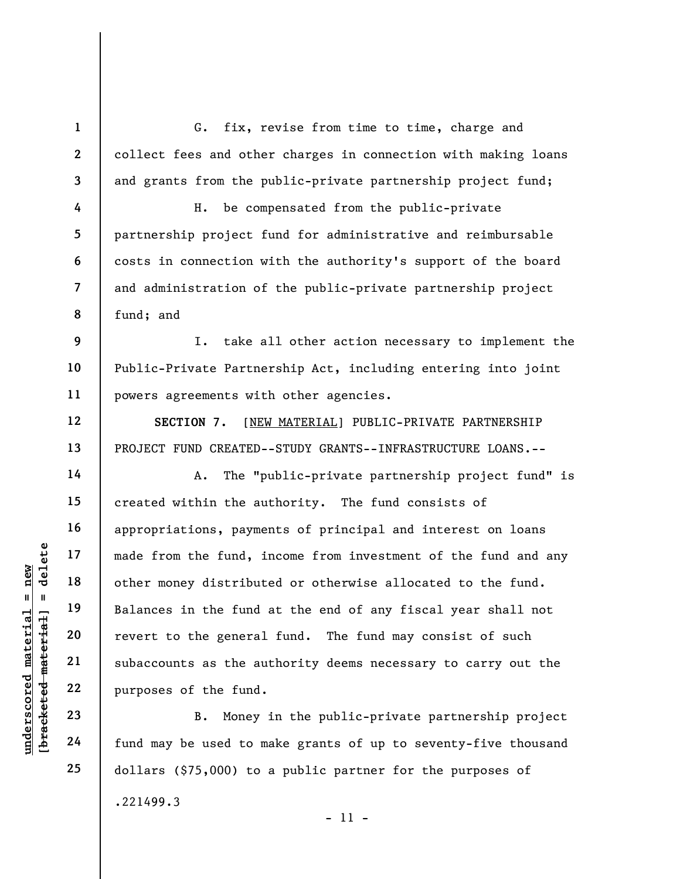G. fix, revise from time to time, charge and collect fees and other charges in connection with making loans and grants from the public-private partnership project fund;

H. be compensated from the public-private partnership project fund for administrative and reimbursable costs in connection with the authority's support of the board and administration of the public-private partnership project fund; and

I. take all other action necessary to implement the Public-Private Partnership Act, including entering into joint powers agreements with other agencies.

**SECTION 7.** [NEW MATERIAL] PUBLIC-PRIVATE PARTNERSHIP PROJECT FUND CREATED--STUDY GRANTS--INFRASTRUCTURE LOANS.--

A. The "public-private partnership project fund" is created within the authority. The fund consists of appropriations, payments of principal and interest on loans made from the fund, income from investment of the fund and any other money distributed or otherwise allocated to the fund. Balances in the fund at the end of any fiscal year shall not revert to the general fund. The fund may consist of such subaccounts as the authority deems necessary to carry out the purposes of the fund.

B. Money in the public-private partnership project fund may be used to make grants of up to seventy-five thousand dollars ($75,000) to a public partner for the purposes of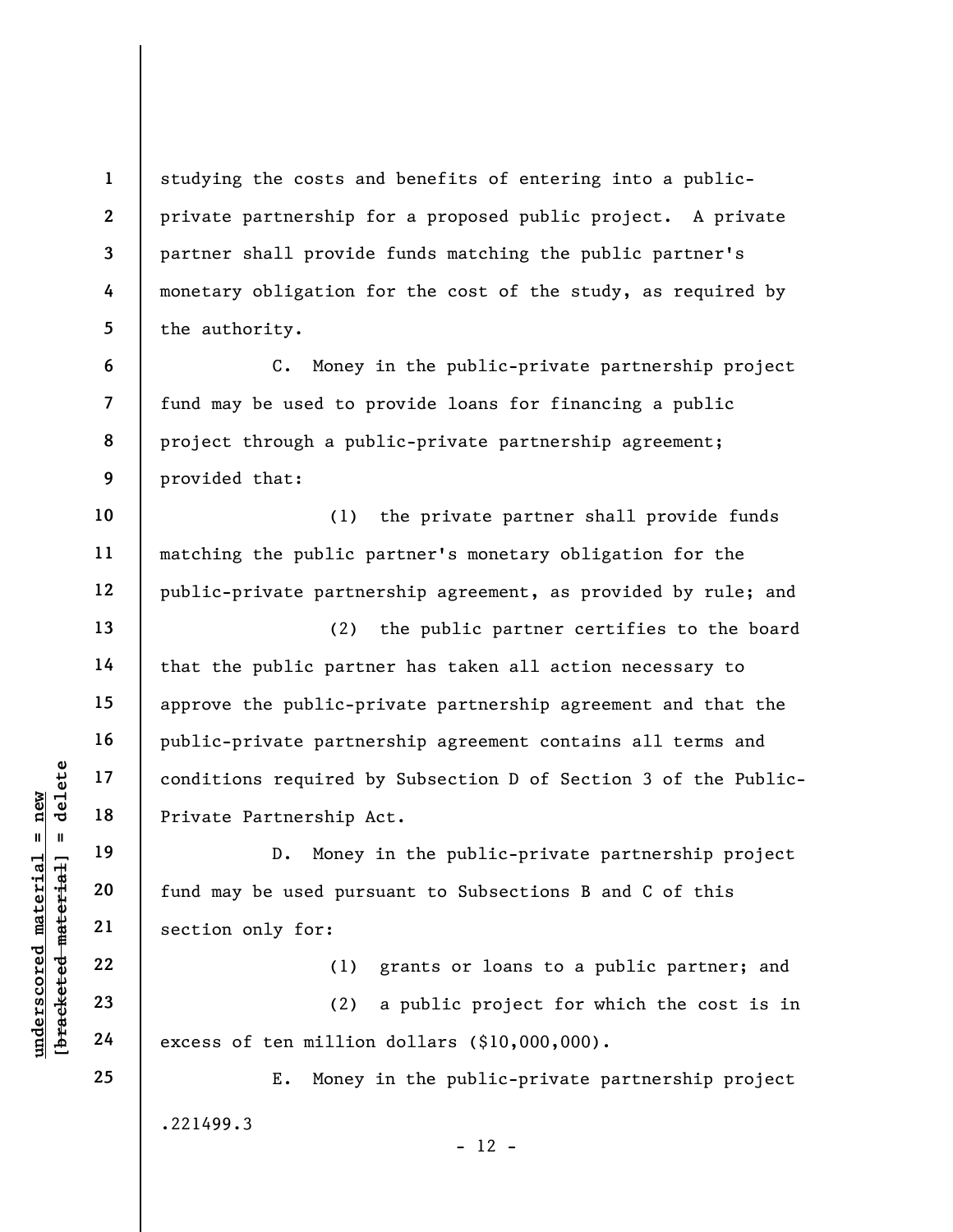studying the costs and benefits of entering into a public-private partnership for a proposed public project. A private partner shall provide funds matching the public partner's monetary obligation for the cost of the study, as required by the authority.

C. Money in the public-private partnership project fund may be used to provide loans for financing a public project through a public-private partnership agreement; provided that:

(1) the private partner shall provide funds matching the public partner's monetary obligation for the public-private partnership agreement, as provided by rule; and

(2) the public partner certifies to the board that the public partner has taken all action necessary to approve the public-private partnership agreement and that the public-private partnership agreement contains all terms and conditions required by Subsection D of Section 3 of the Public-Private Partnership Act.

D. Money in the public-private partnership project fund may be used pursuant to Subsections B and C of this section only for:

(1) grants or loans to a public partner; and

(2) a public project for which the cost is in excess of ten million dollars ($10,000,000).

E. Money in the public-private partnership project

.221499.3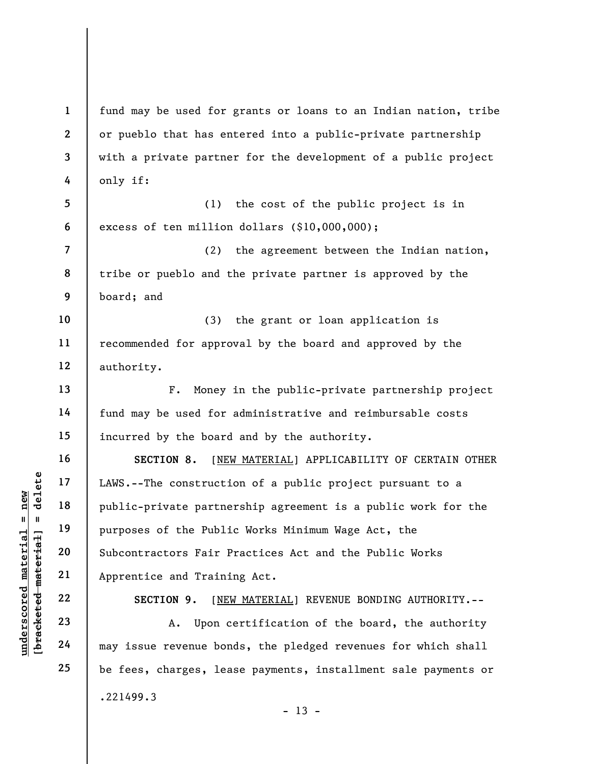fund may be used for grants or loans to an Indian nation, tribe or pueblo that has entered into a public-private partnership with a private partner for the development of a public project only if:

(1) the cost of the public project is in excess of ten million dollars ($10,000,000);

(2) the agreement between the Indian nation, tribe or pueblo and the private partner is approved by the board; and

(3) the grant or loan application is recommended for approval by the board and approved by the authority.

F. Money in the public-private partnership project fund may be used for administrative and reimbursable costs incurred by the board and by the authority.

**SECTION 8.** [NEW MATERIAL] APPLICABILITY OF CERTAIN OTHER LAWS.--The construction of a public project pursuant to a public-private partnership agreement is a public work for the purposes of the Public Works Minimum Wage Act, the Subcontractors Fair Practices Act and the Public Works Apprentice and Training Act.

**SECTION 9.** [NEW MATERIAL] REVENUE BONDING AUTHORITY.--

A. Upon certification of the board, the authority may issue revenue bonds, the pledged revenues for which shall be fees, charges, lease payments, installment sale payments or

.221499.3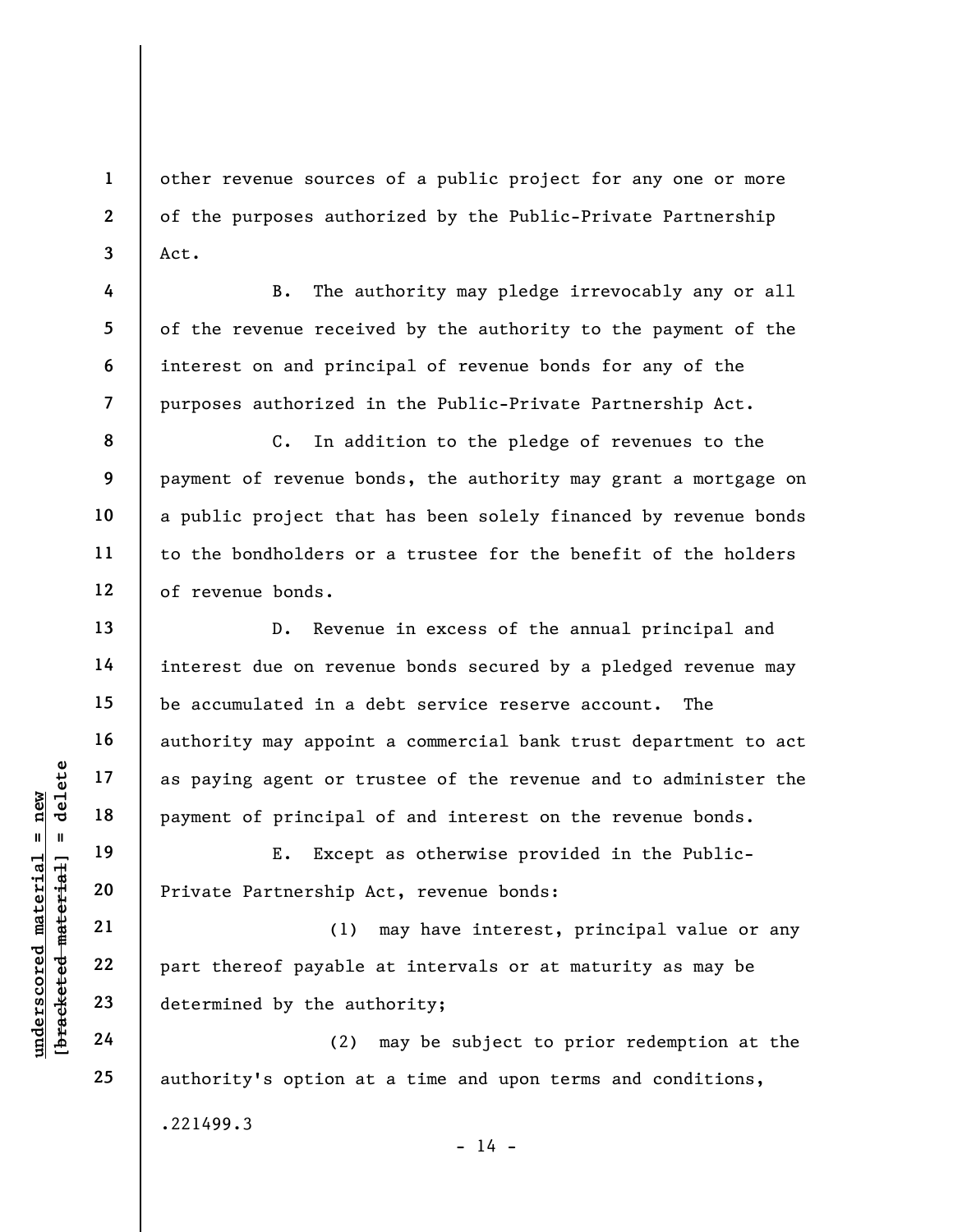other revenue sources of a public project for any one or more of the purposes authorized by the Public-Private Partnership Act.

B. The authority may pledge irrevocably any or all of the revenue received by the authority to the payment of the interest on and principal of revenue bonds for any of the purposes authorized in the Public-Private Partnership Act.

C. In addition to the pledge of revenues to the payment of revenue bonds, the authority may grant a mortgage on a public project that has been solely financed by revenue bonds to the bondholders or a trustee for the benefit of the holders of revenue bonds.

D. Revenue in excess of the annual principal and interest due on revenue bonds secured by a pledged revenue may be accumulated in a debt service reserve account. The authority may appoint a commercial bank trust department to act as paying agent or trustee of the revenue and to administer the payment of principal of and interest on the revenue bonds.

E. Except as otherwise provided in the Public-Private Partnership Act, revenue bonds:

(1) may have interest, principal value or any part thereof payable at intervals or at maturity as may be determined by the authority;

(2) may be subject to prior redemption at the authority's option at a time and upon terms and conditions,

.221499.3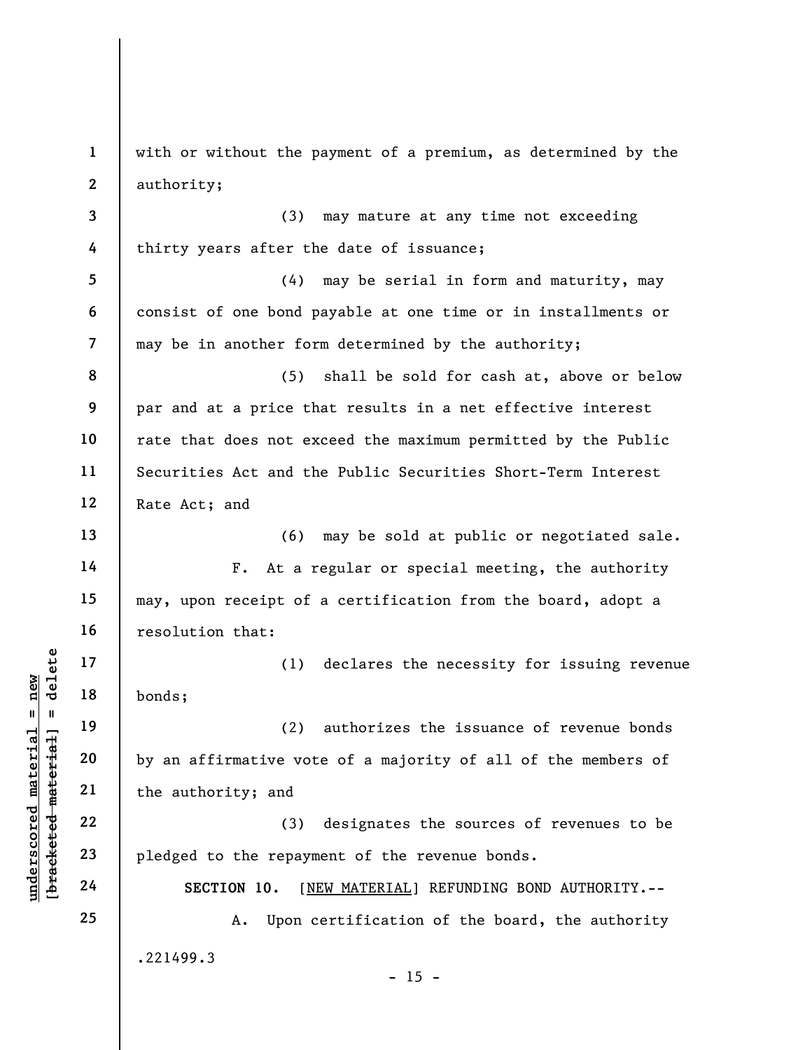with or without the payment of a premium, as determined by the authority;

(3) may mature at any time not exceeding thirty years after the date of issuance;

(4) may be serial in form and maturity, may consist of one bond payable at one time or in installments or may be in another form determined by the authority;

(5) shall be sold for cash at, above or below par and at a price that results in a net effective interest rate that does not exceed the maximum permitted by the Public Securities Act and the Public Securities Short-Term Interest Rate Act; and

(6) may be sold at public or negotiated sale.

F. At a regular or special meeting, the authority may, upon receipt of a certification from the board, adopt a resolution that:

(1) declares the necessity for issuing revenue bonds;

(2) authorizes the issuance of revenue bonds by an affirmative vote of a majority of all of the members of the authority; and

(3) designates the sources of revenues to be pledged to the repayment of the revenue bonds.

**SECTION 10.** [NEW MATERIAL] REFUNDING BOND AUTHORITY.--

A. Upon certification of the board, the authority

.221499.3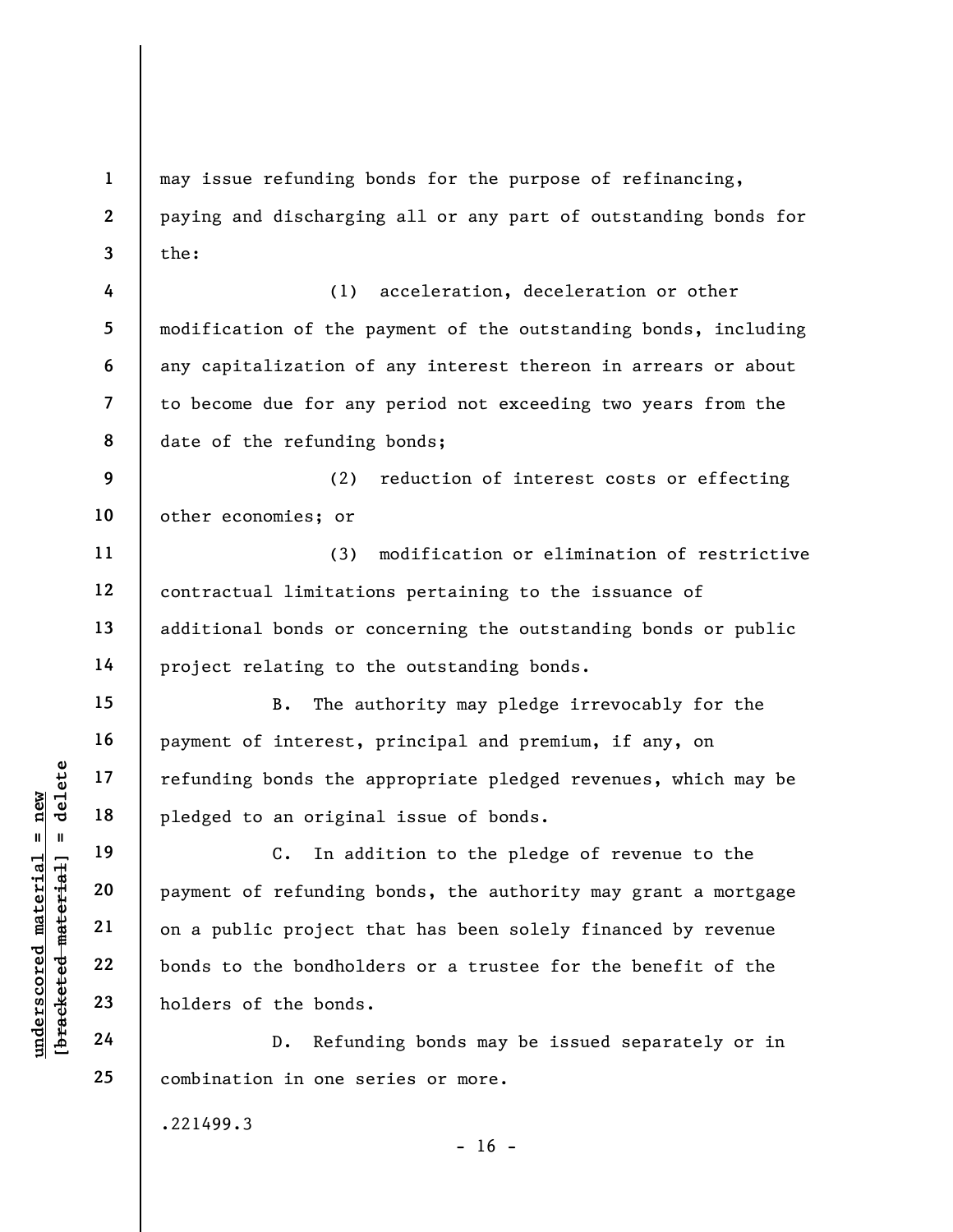may issue refunding bonds for the purpose of refinancing, paying and discharging all or any part of outstanding bonds for the:

(1) acceleration, deceleration or other modification of the payment of the outstanding bonds, including any capitalization of any interest thereon in arrears or about to become due for any period not exceeding two years from the date of the refunding bonds;

(2) reduction of interest costs or effecting other economies; or

(3) modification or elimination of restrictive contractual limitations pertaining to the issuance of additional bonds or concerning the outstanding bonds or public project relating to the outstanding bonds.

B. The authority may pledge irrevocably for the payment of interest, principal and premium, if any, on refunding bonds the appropriate pledged revenues, which may be pledged to an original issue of bonds.

C. In addition to the pledge of revenue to the payment of refunding bonds, the authority may grant a mortgage on a public project that has been solely financed by revenue bonds to the bondholders or a trustee for the benefit of the holders of the bonds.

D. Refunding bonds may be issued separately or in combination in one series or more.

.221499.3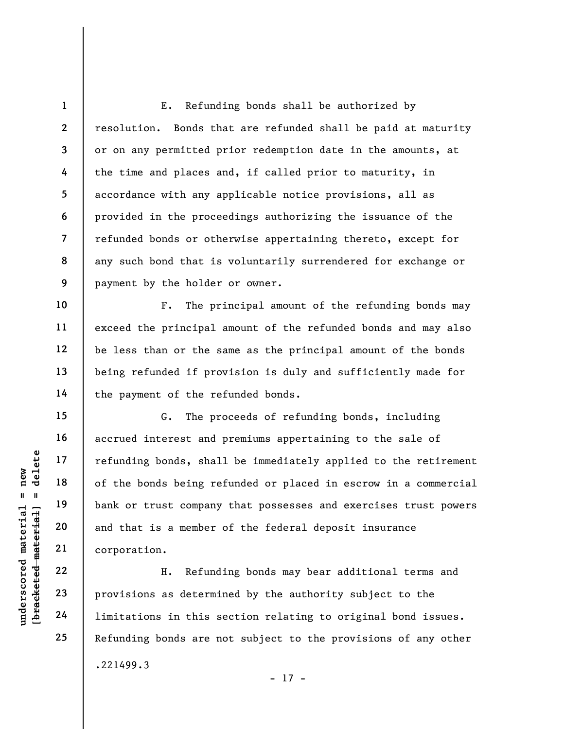E. Refunding bonds shall be authorized by resolution. Bonds that are refunded shall be paid at maturity or on any permitted prior redemption date in the amounts, at the time and places and, if called prior to maturity, in accordance with any applicable notice provisions, all as provided in the proceedings authorizing the issuance of the refunded bonds or otherwise appertaining thereto, except for any such bond that is voluntarily surrendered for exchange or payment by the holder or owner.

F. The principal amount of the refunding bonds may exceed the principal amount of the refunded bonds and may also be less than or the same as the principal amount of the bonds being refunded if provision is duly and sufficiently made for the payment of the refunded bonds.

G. The proceeds of refunding bonds, including accrued interest and premiums appertaining to the sale of refunding bonds, shall be immediately applied to the retirement of the bonds being refunded or placed in escrow in a commercial bank or trust company that possesses and exercises trust powers and that is a member of the federal deposit insurance corporation.

H. Refunding bonds may bear additional terms and provisions as determined by the authority subject to the limitations in this section relating to original bond issues. Refunding bonds are not subject to the provisions of any other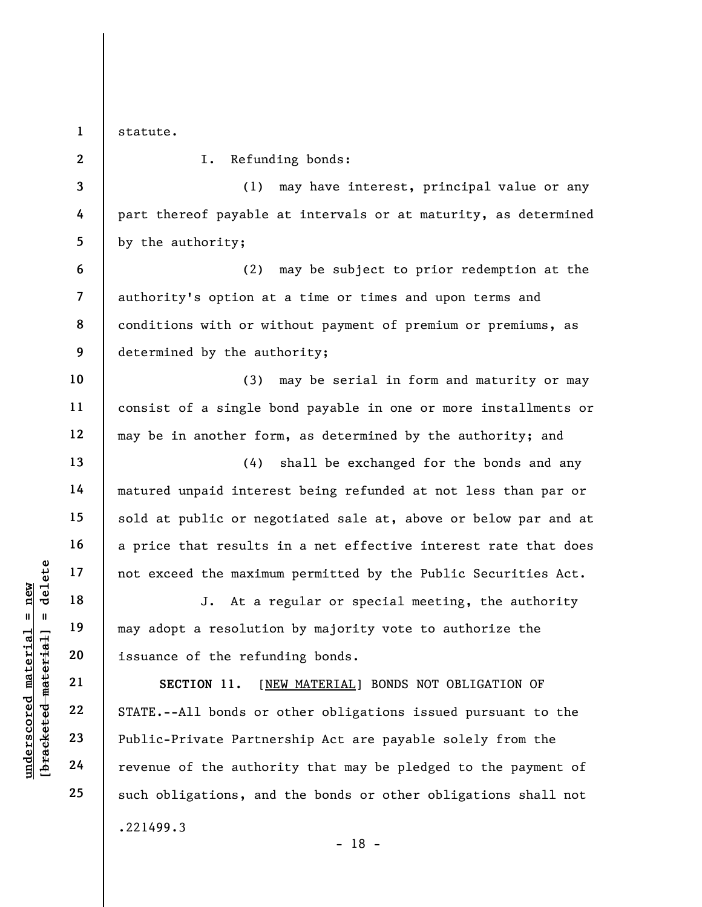statute.

I. Refunding bonds:

(1) may have interest, principal value or any part thereof payable at intervals or at maturity, as determined by the authority;

(2) may be subject to prior redemption at the authority's option at a time or times and upon terms and conditions with or without payment of premium or premiums, as determined by the authority;

(3) may be serial in form and maturity or may consist of a single bond payable in one or more installments or may be in another form, as determined by the authority; and

(4) shall be exchanged for the bonds and any matured unpaid interest being refunded at not less than par or sold at public or negotiated sale at, above or below par and at a price that results in a net effective interest rate that does not exceed the maximum permitted by the Public Securities Act.

J. At a regular or special meeting, the authority may adopt a resolution by majority vote to authorize the issuance of the refunding bonds.

**SECTION 11.** [NEW MATERIAL] BONDS NOT OBLIGATION OF STATE.--All bonds or other obligations issued pursuant to the Public-Private Partnership Act are payable solely from the revenue of the authority that may be pledged to the payment of such obligations, and the bonds or other obligations shall not

.221499.3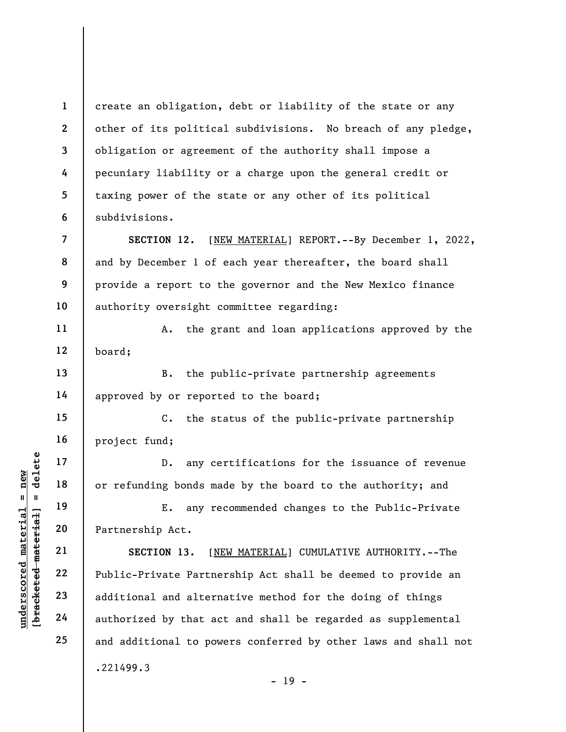create an obligation, debt or liability of the state or any other of its political subdivisions. No breach of any pledge, obligation or agreement of the authority shall impose a pecuniary liability or a charge upon the general credit or taxing power of the state or any other of its political subdivisions.

**SECTION 12.** [NEW MATERIAL] REPORT.--By December 1, 2022, and by December 1 of each year thereafter, the board shall provide a report to the governor and the New Mexico finance authority oversight committee regarding:

A. the grant and loan applications approved by the board;

B. the public-private partnership agreements approved by or reported to the board;

C. the status of the public-private partnership project fund;

D. any certifications for the issuance of revenue or refunding bonds made by the board to the authority; and

E. any recommended changes to the Public-Private Partnership Act.

**SECTION 13.** [NEW MATERIAL] CUMULATIVE AUTHORITY.--The Public-Private Partnership Act shall be deemed to provide an additional and alternative method for the doing of things authorized by that act and shall be regarded as supplemental and additional to powers conferred by other laws and shall not

.221499.3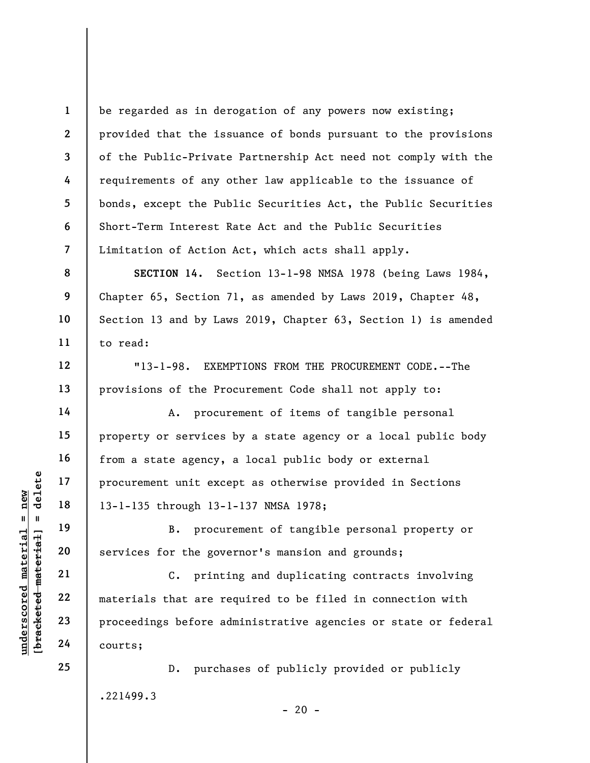be regarded as in derogation of any powers now existing; provided that the issuance of bonds pursuant to the provisions of the Public-Private Partnership Act need not comply with the requirements of any other law applicable to the issuance of bonds, except the Public Securities Act, the Public Securities Short-Term Interest Rate Act and the Public Securities Limitation of Action Act, which acts shall apply.

**SECTION 14.** Section 13-1-98 NMSA 1978 (being Laws 1984, Chapter 65, Section 71, as amended by Laws 2019, Chapter 48, Section 13 and by Laws 2019, Chapter 63, Section 1) is amended to read:

"13-1-98. EXEMPTIONS FROM THE PROCUREMENT CODE.--The provisions of the Procurement Code shall not apply to:

A. procurement of items of tangible personal property or services by a state agency or a local public body from a state agency, a local public body or external procurement unit except as otherwise provided in Sections 13-1-135 through 13-1-137 NMSA 1978;

B. procurement of tangible personal property or services for the governor's mansion and grounds;

C. printing and duplicating contracts involving materials that are required to be filed in connection with proceedings before administrative agencies or state or federal courts;

D. purchases of publicly provided or publicly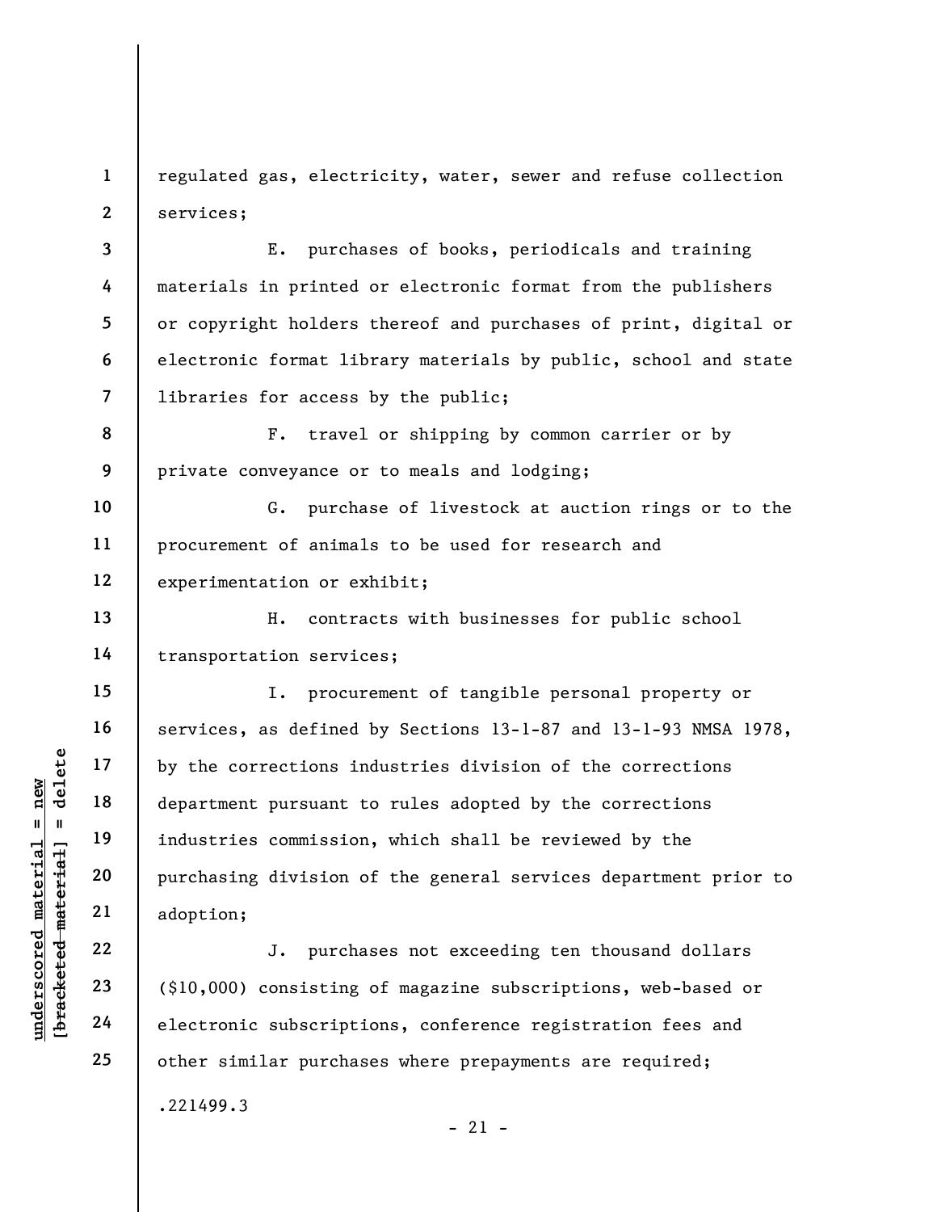regulated gas, electricity, water, sewer and refuse collection services;

E. purchases of books, periodicals and training materials in printed or electronic format from the publishers or copyright holders thereof and purchases of print, digital or electronic format library materials by public, school and state libraries for access by the public;

F. travel or shipping by common carrier or by private conveyance or to meals and lodging;

G. purchase of livestock at auction rings or to the procurement of animals to be used for research and experimentation or exhibit;

H. contracts with businesses for public school transportation services;

I. procurement of tangible personal property or services, as defined by Sections 13-1-87 and 13-1-93 NMSA 1978, by the corrections industries division of the corrections department pursuant to rules adopted by the corrections industries commission, which shall be reviewed by the purchasing division of the general services department prior to adoption;

J. purchases not exceeding ten thousand dollars ($10,000) consisting of magazine subscriptions, web-based or electronic subscriptions, conference registration fees and other similar purchases where prepayments are required;

.221499.3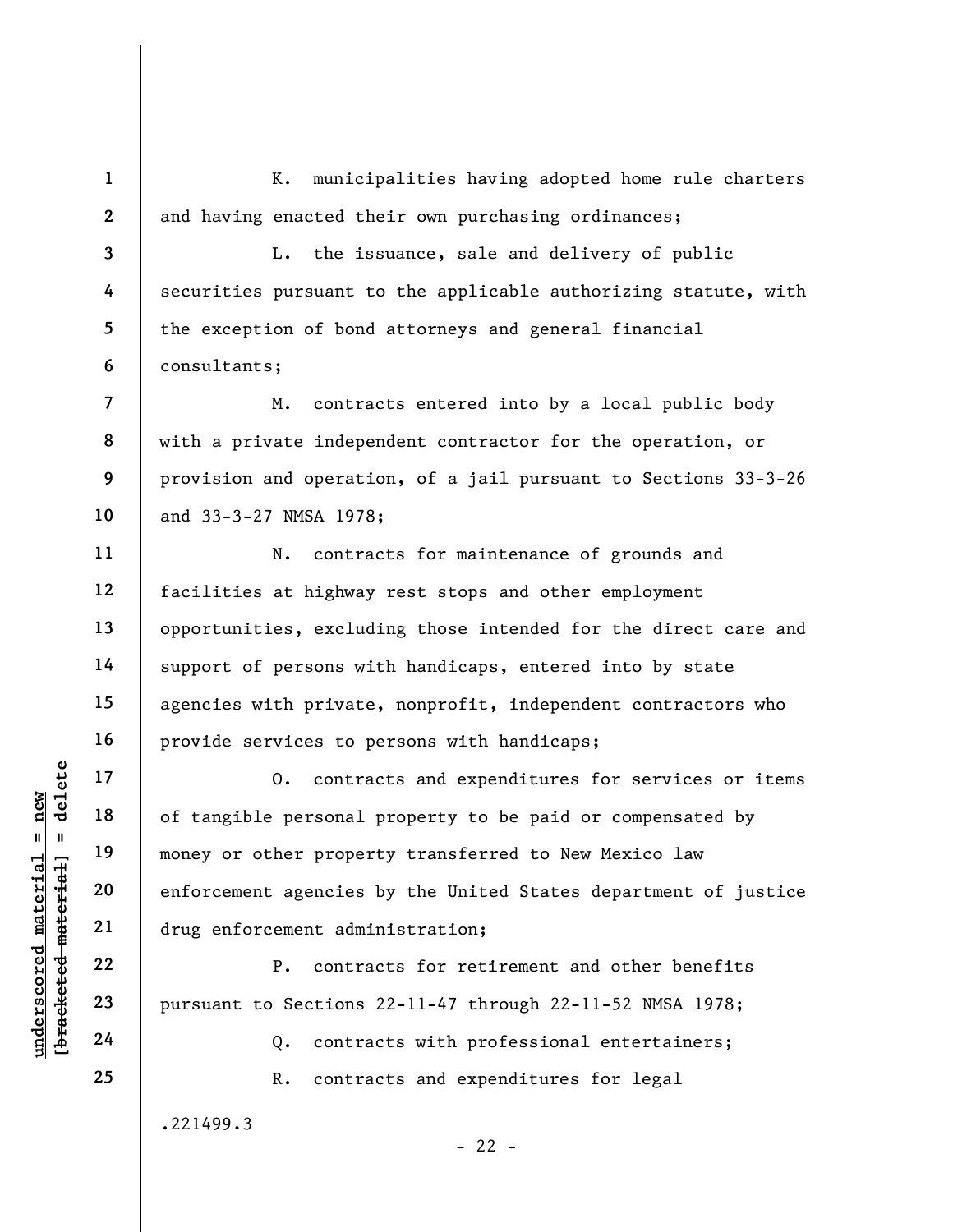K. municipalities having adopted home rule charters and having enacted their own purchasing ordinances;

L. the issuance, sale and delivery of public securities pursuant to the applicable authorizing statute, with the exception of bond attorneys and general financial consultants;

M. contracts entered into by a local public body with a private independent contractor for the operation, or provision and operation, of a jail pursuant to Sections 33-3-26 and 33-3-27 NMSA 1978;

N. contracts for maintenance of grounds and facilities at highway rest stops and other employment opportunities, excluding those intended for the direct care and support of persons with handicaps, entered into by state agencies with private, nonprofit, independent contractors who provide services to persons with handicaps;

O. contracts and expenditures for services or items of tangible personal property to be paid or compensated by money or other property transferred to New Mexico law enforcement agencies by the United States department of justice drug enforcement administration;

P. contracts for retirement and other benefits pursuant to Sections 22-11-47 through 22-11-52 NMSA 1978;

Q. contracts with professional entertainers;

R. contracts and expenditures for legal

.221499.3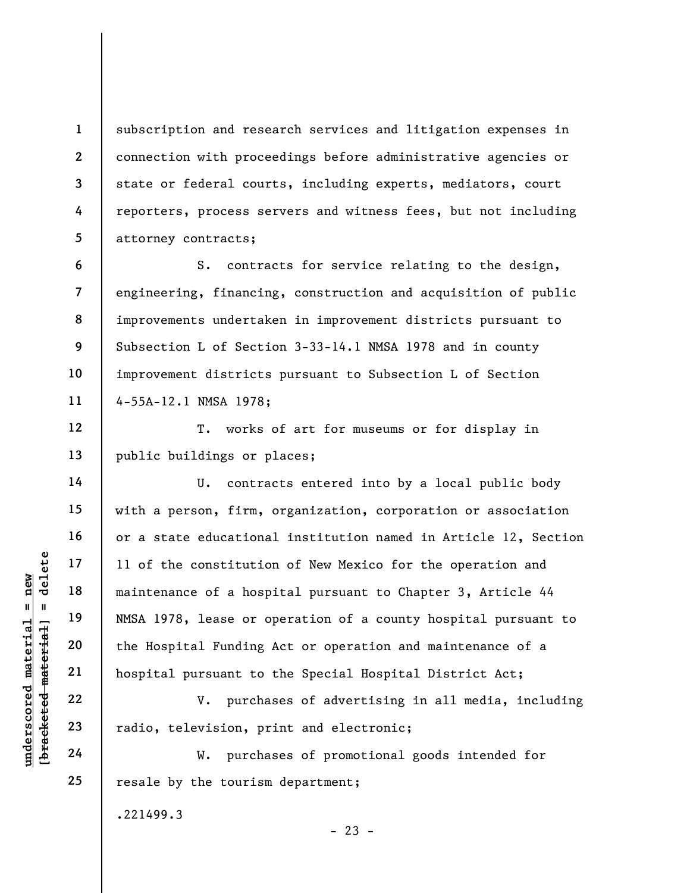subscription and research services and litigation expenses in connection with proceedings before administrative agencies or state or federal courts, including experts, mediators, court reporters, process servers and witness fees, but not including attorney contracts;

S. contracts for service relating to the design, engineering, financing, construction and acquisition of public improvements undertaken in improvement districts pursuant to Subsection L of Section 3-33-14.1 NMSA 1978 and in county improvement districts pursuant to Subsection L of Section 4-55A-12.1 NMSA 1978;

T. works of art for museums or for display in public buildings or places;

U. contracts entered into by a local public body with a person, firm, organization, corporation or association or a state educational institution named in Article 12, Section 11 of the constitution of New Mexico for the operation and maintenance of a hospital pursuant to Chapter 3, Article 44 NMSA 1978, lease or operation of a county hospital pursuant to the Hospital Funding Act or operation and maintenance of a hospital pursuant to the Special Hospital District Act;

V. purchases of advertising in all media, including radio, television, print and electronic;

W. purchases of promotional goods intended for resale by the tourism department;

.221499.3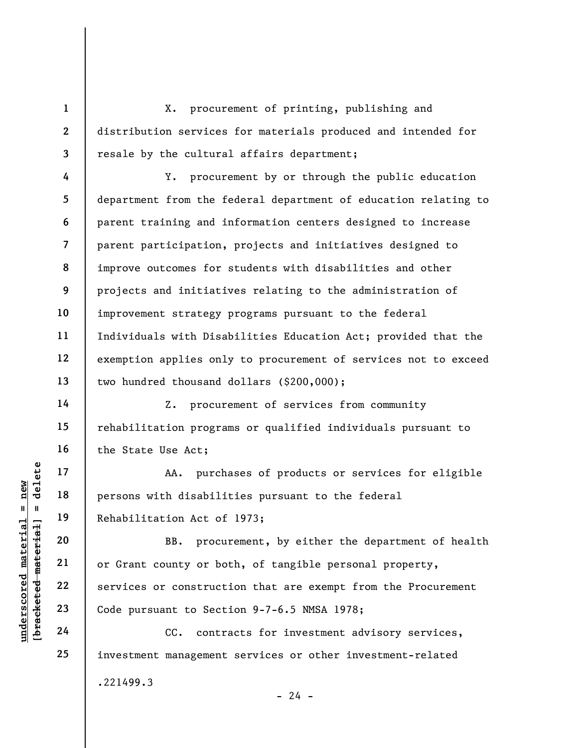X. procurement of printing, publishing and distribution services for materials produced and intended for resale by the cultural affairs department;

Y. procurement by or through the public education department from the federal department of education relating to parent training and information centers designed to increase parent participation, projects and initiatives designed to improve outcomes for students with disabilities and other projects and initiatives relating to the administration of improvement strategy programs pursuant to the federal Individuals with Disabilities Education Act; provided that the exemption applies only to procurement of services not to exceed two hundred thousand dollars ($200,000);

Z. procurement of services from community rehabilitation programs or qualified individuals pursuant to the State Use Act;

AA. purchases of products or services for eligible persons with disabilities pursuant to the federal Rehabilitation Act of 1973;

BB. procurement, by either the department of health or Grant county or both, of tangible personal property, services or construction that are exempt from the Procurement Code pursuant to Section 9-7-6.5 NMSA 1978;

CC. contracts for investment advisory services, investment management services or other investment-related

.221499.3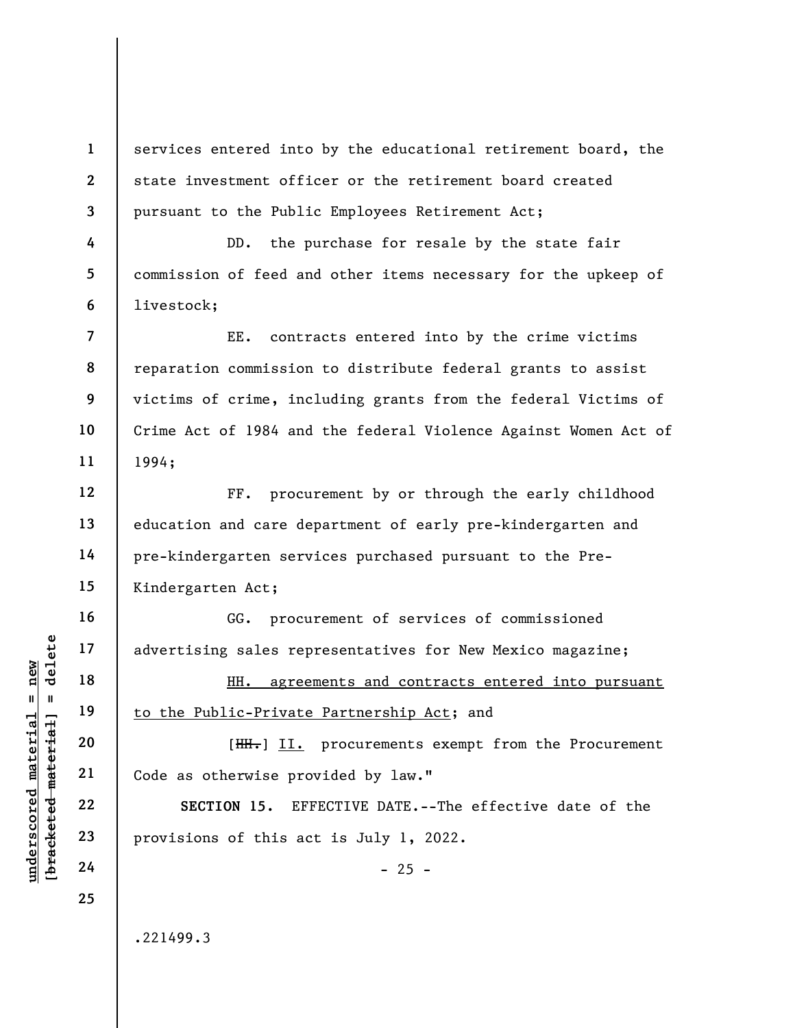services entered into by the educational retirement board, the state investment officer or the retirement board created pursuant to the Public Employees Retirement Act;

DD. the purchase for resale by the state fair commission of feed and other items necessary for the upkeep of livestock;

EE. contracts entered into by the crime victims reparation commission to distribute federal grants to assist victims of crime, including grants from the federal Victims of Crime Act of 1984 and the federal Violence Against Women Act of 1994;

FF. procurement by or through the early childhood education and care department of early pre-kindergarten and pre-kindergarten services purchased pursuant to the Pre-Kindergarten Act;

GG. procurement of services of commissioned advertising sales representatives for New Mexico magazine;

HH. agreements and contracts entered into pursuant to the Public-Private Partnership Act; and

[~~HH.~~] II. procurements exempt from the Procurement Code as otherwise provided by law."

**SECTION 15.** EFFECTIVE DATE.--The effective date of the provisions of this act is July 1, 2022.

.221499.3